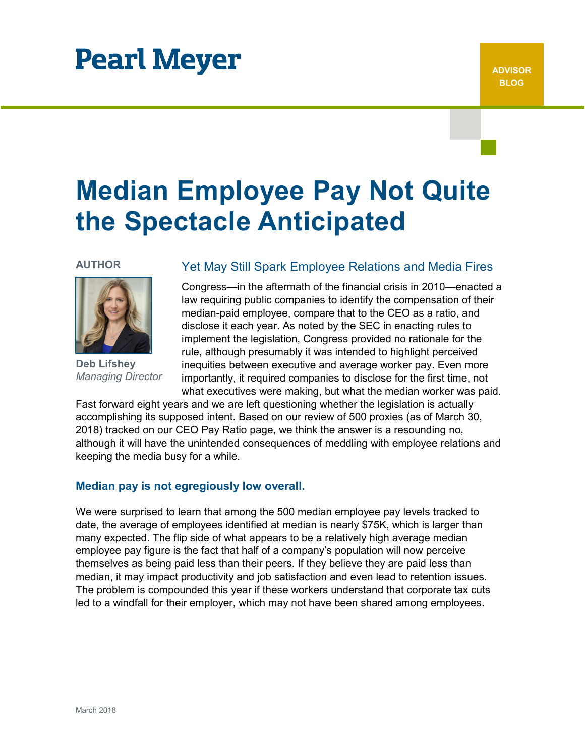Pearl Meyer

ADVISOR BLOG

# Median Employee Pay Not Quite the Spectacle Anticipated

**AUTHOR**

**Deb Lifshey**
*Managing Director*

## Yet May Still Spark Employee Relations and Media Fires

Congress—in the aftermath of the financial crisis in 2010—enacted a law requiring public companies to identify the compensation of their median-paid employee, compare that to the CEO as a ratio, and disclose it each year. As noted by the SEC in enacting rules to implement the legislation, Congress provided no rationale for the rule, although presumably it was intended to highlight perceived inequities between executive and average worker pay. Even more importantly, it required companies to disclose for the first time, not what executives were making, but what the median worker was paid. Fast forward eight years and we are left questioning whether the legislation is actually accomplishing its supposed intent. Based on our review of 500 proxies (as of March 30, 2018) tracked on our CEO Pay Ratio page, we think the answer is a resounding no, although it will have the unintended consequences of meddling with employee relations and keeping the media busy for a while.

### Median pay is not egregiously low overall.

We were surprised to learn that among the 500 median employee pay levels tracked to date, the average of employees identified at median is nearly $75K, which is larger than many expected. The flip side of what appears to be a relatively high average median employee pay figure is the fact that half of a company's population will now perceive themselves as being paid less than their peers. If they believe they are paid less than median, it may impact productivity and job satisfaction and even lead to retention issues. The problem is compounded this year if these workers understand that corporate tax cuts led to a windfall for their employer, which may not have been shared among employees.

March 2018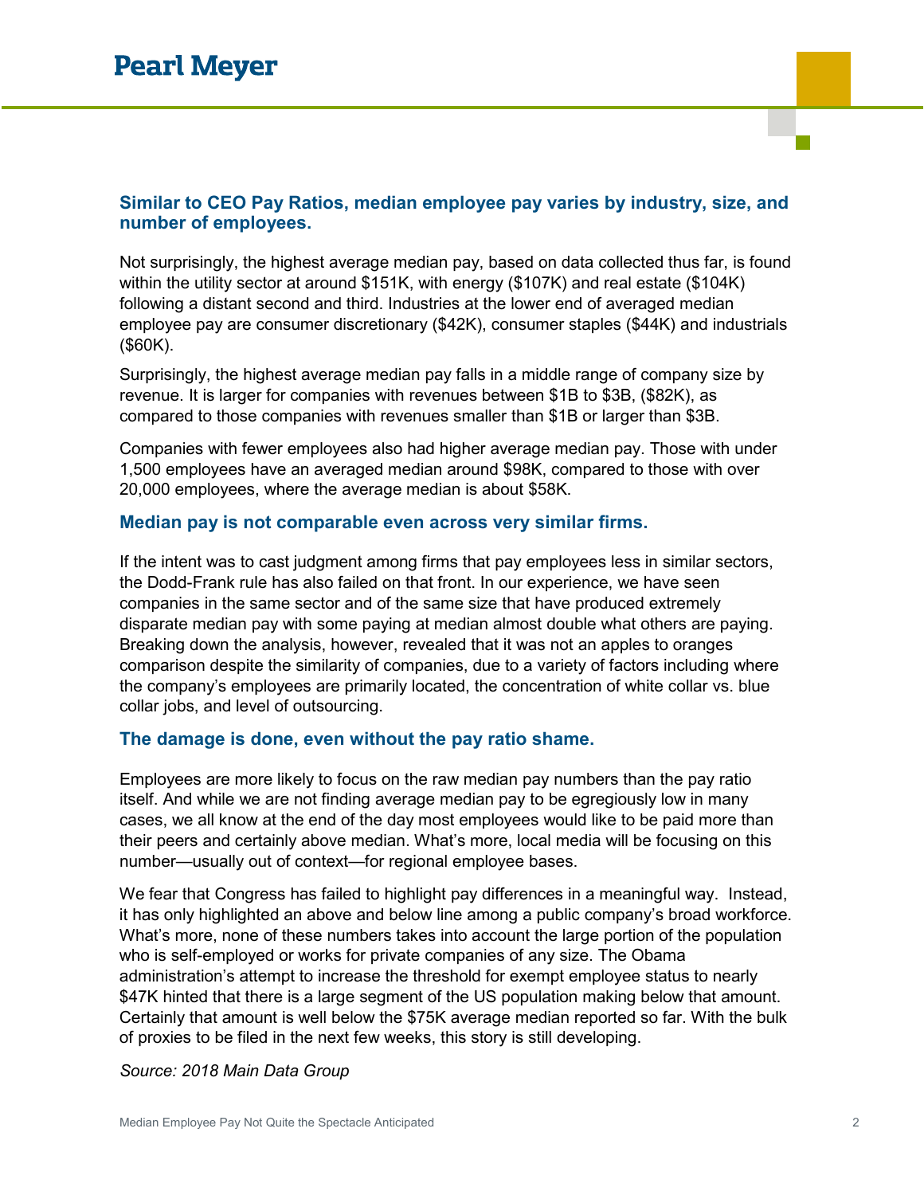### Similar to CEO Pay Ratios, median employee pay varies by industry, size, and number of employees.

Not surprisingly, the highest average median pay, based on data collected thus far, is found within the utility sector at around $151K, with energy ($107K) and real estate ($104K) following a distant second and third. Industries at the lower end of averaged median employee pay are consumer discretionary ($42K), consumer staples ($44K) and industrials ($60K).

Surprisingly, the highest average median pay falls in a middle range of company size by revenue. It is larger for companies with revenues between $1B to $3B, ($82K), as compared to those companies with revenues smaller than $1B or larger than $3B.

Companies with fewer employees also had higher average median pay. Those with under 1,500 employees have an averaged median around $98K, compared to those with over 20,000 employees, where the average median is about $58K.

### Median pay is not comparable even across very similar firms.

If the intent was to cast judgment among firms that pay employees less in similar sectors, the Dodd-Frank rule has also failed on that front. In our experience, we have seen companies in the same sector and of the same size that have produced extremely disparate median pay with some paying at median almost double what others are paying. Breaking down the analysis, however, revealed that it was not an apples to oranges comparison despite the similarity of companies, due to a variety of factors including where the company's employees are primarily located, the concentration of white collar vs. blue collar jobs, and level of outsourcing.

### The damage is done, even without the pay ratio shame.

Employees are more likely to focus on the raw median pay numbers than the pay ratio itself. And while we are not finding average median pay to be egregiously low in many cases, we all know at the end of the day most employees would like to be paid more than their peers and certainly above median. What's more, local media will be focusing on this number—usually out of context—for regional employee bases.

We fear that Congress has failed to highlight pay differences in a meaningful way. Instead, it has only highlighted an above and below line among a public company's broad workforce. What's more, none of these numbers takes into account the large portion of the population who is self-employed or works for private companies of any size. The Obama administration's attempt to increase the threshold for exempt employee status to nearly $47K hinted that there is a large segment of the US population making below that amount. Certainly that amount is well below the $75K average median reported so far. With the bulk of proxies to be filed in the next few weeks, this story is still developing.

*Source: 2018 Main Data Group*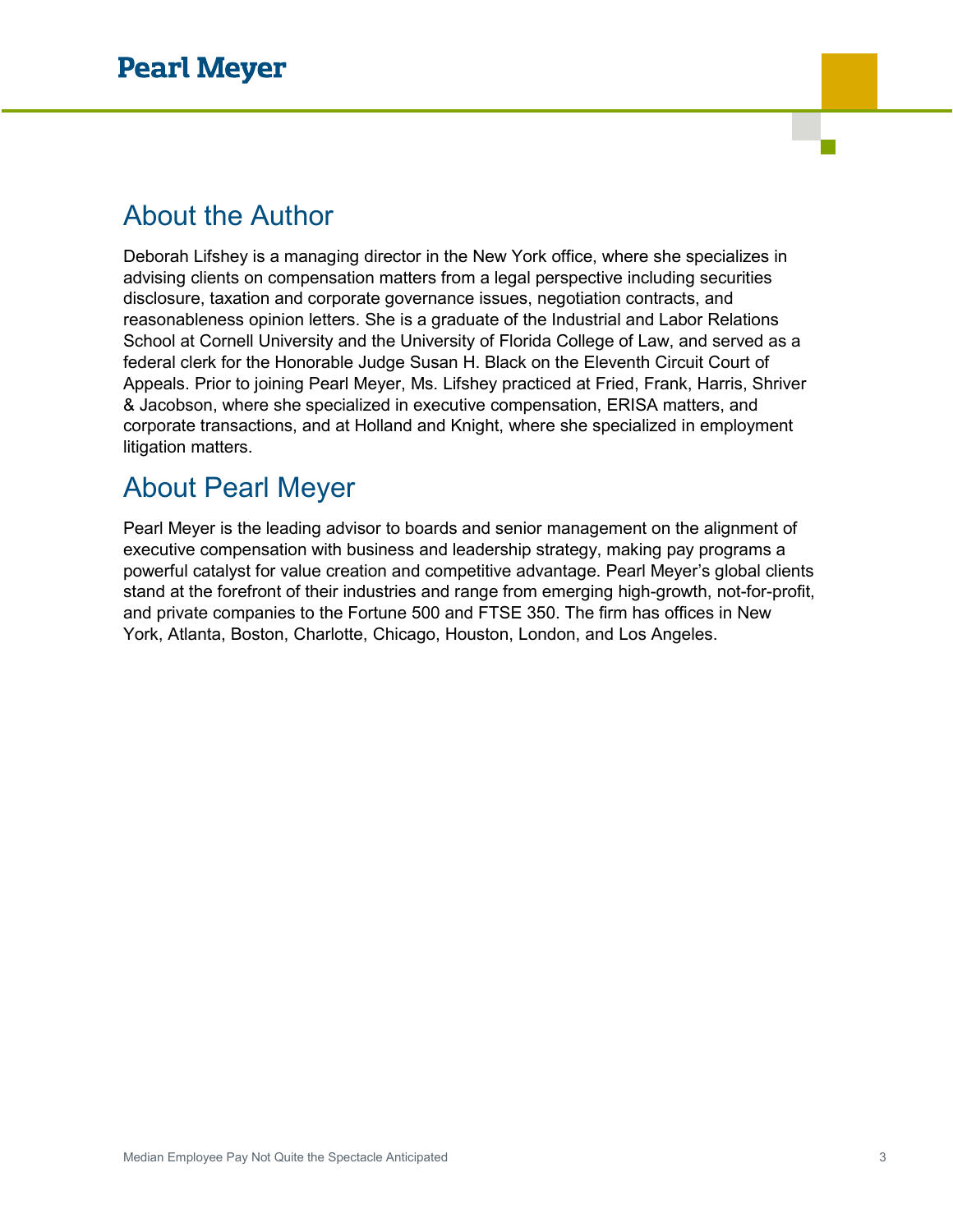## About the Author

Deborah Lifshey is a managing director in the New York office, where she specializes in advising clients on compensation matters from a legal perspective including securities disclosure, taxation and corporate governance issues, negotiation contracts, and reasonableness opinion letters. She is a graduate of the Industrial and Labor Relations School at Cornell University and the University of Florida College of Law, and served as a federal clerk for the Honorable Judge Susan H. Black on the Eleventh Circuit Court of Appeals. Prior to joining Pearl Meyer, Ms. Lifshey practiced at Fried, Frank, Harris, Shriver & Jacobson, where she specialized in executive compensation, ERISA matters, and corporate transactions, and at Holland and Knight, where she specialized in employment litigation matters.

## About Pearl Meyer

Pearl Meyer is the leading advisor to boards and senior management on the alignment of executive compensation with business and leadership strategy, making pay programs a powerful catalyst for value creation and competitive advantage. Pearl Meyer's global clients stand at the forefront of their industries and range from emerging high-growth, not-for-profit, and private companies to the Fortune 500 and FTSE 350. The firm has offices in New York, Atlanta, Boston, Charlotte, Chicago, Houston, London, and Los Angeles.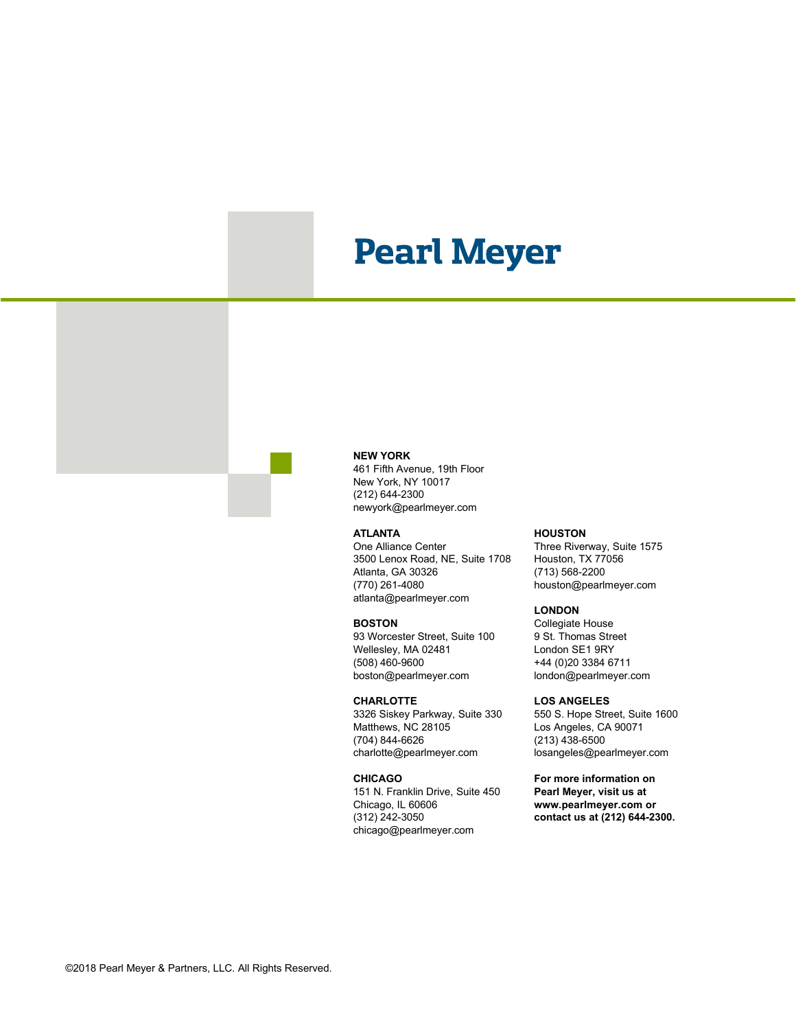# Pearl Meyer

**NEW YORK**
461 Fifth Avenue, 19th Floor
New York, NY 10017
(212) 644-2300
newyork@pearlmeyer.com

**ATLANTA**
One Alliance Center
3500 Lenox Road, NE, Suite 1708
Atlanta, GA 30326
(770) 261-4080
atlanta@pearlmeyer.com

**BOSTON**
93 Worcester Street, Suite 100
Wellesley, MA 02481
(508) 460-9600
boston@pearlmeyer.com

**CHARLOTTE**
3326 Siskey Parkway, Suite 330
Matthews, NC 28105
(704) 844-6626
charlotte@pearlmeyer.com

**CHICAGO**
151 N. Franklin Drive, Suite 450
Chicago, IL 60606
(312) 242-3050
chicago@pearlmeyer.com

**HOUSTON**
Three Riverway, Suite 1575
Houston, TX 77056
(713) 568-2200
houston@pearlmeyer.com

**LONDON**
Collegiate House
9 St. Thomas Street
London SE1 9RY
+44 (0)20 3384 6711
london@pearlmeyer.com

**LOS ANGELES**
550 S. Hope Street, Suite 1600
Los Angeles, CA 90071
(213) 438-6500
losangeles@pearlmeyer.com

**For more information on Pearl Meyer, visit us at www.pearlmeyer.com or contact us at (212) 644-2300.**

©2018 Pearl Meyer & Partners, LLC. All Rights Reserved.